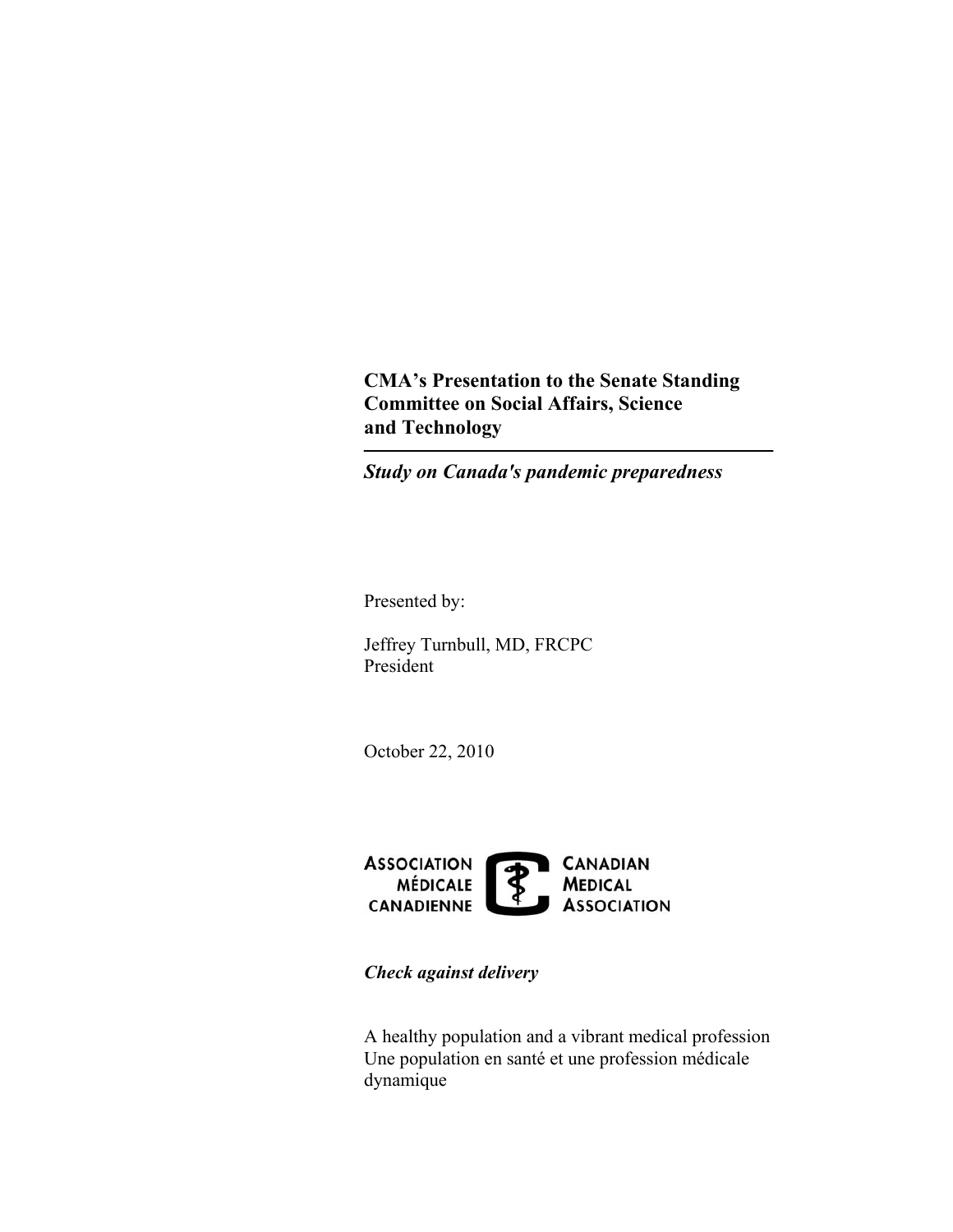# CMA's Presentation to the Senate Standing Committee on Social Affairs, Science and Technology

***Study on Canada's pandemic preparedness***

Presented by:

Jeffrey Turnbull, MD, FRCPC
President

October 22, 2010

ASSOCIATION MÉDICALE CANADIENNE
CANADIAN MEDICAL ASSOCIATION

***Check against delivery***

A healthy population and a vibrant medical profession
Une population en santé et une profession médicale dynamique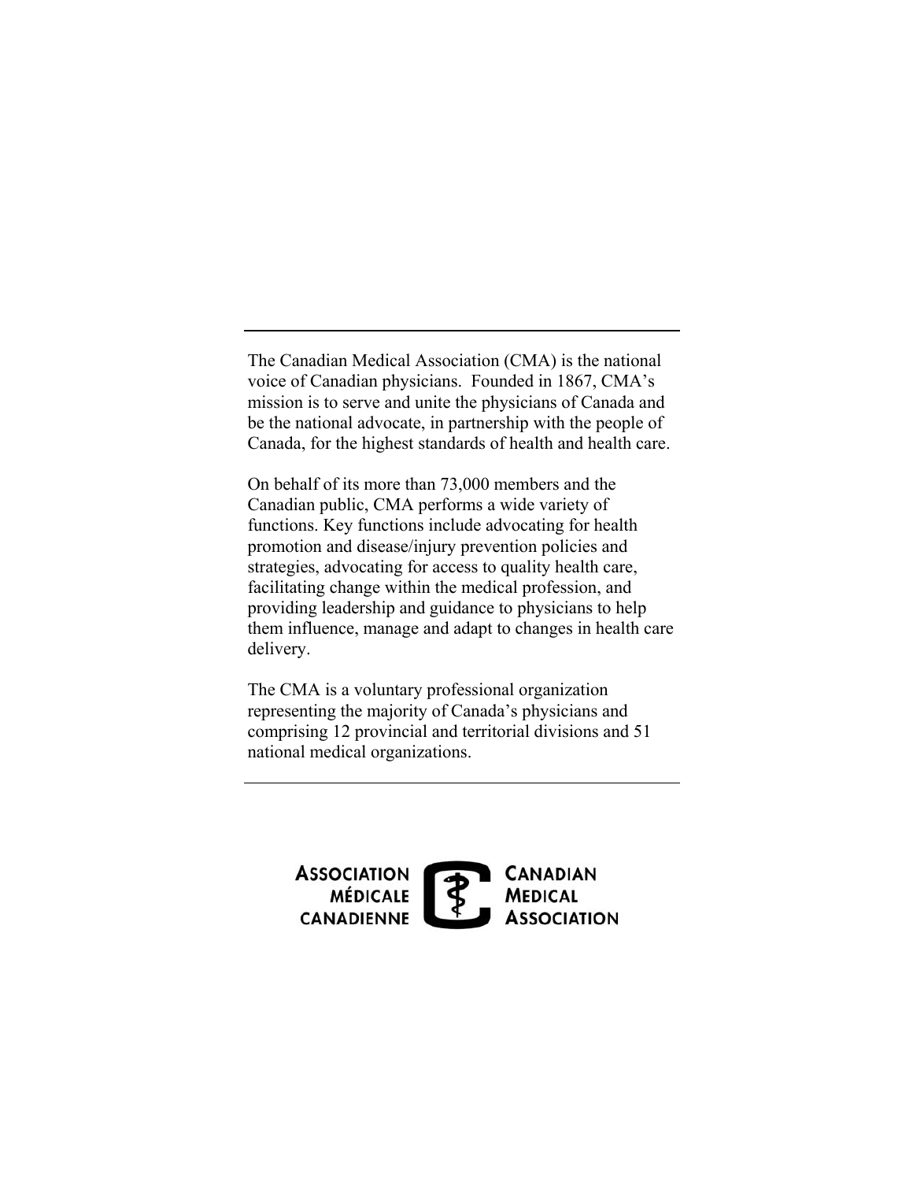---

The Canadian Medical Association (CMA) is the national voice of Canadian physicians. Founded in 1867, CMA's mission is to serve and unite the physicians of Canada and be the national advocate, in partnership with the people of Canada, for the highest standards of health and health care.

On behalf of its more than 73,000 members and the Canadian public, CMA performs a wide variety of functions. Key functions include advocating for health promotion and disease/injury prevention policies and strategies, advocating for access to quality health care, facilitating change within the medical profession, and providing leadership and guidance to physicians to help them influence, manage and adapt to changes in health care delivery.

The CMA is a voluntary professional organization representing the majority of Canada's physicians and comprising 12 provincial and territorial divisions and 51 national medical organizations.

---

ASSOCIATION MÉDICALE CANADIENNE
CANADIAN MEDICAL ASSOCIATION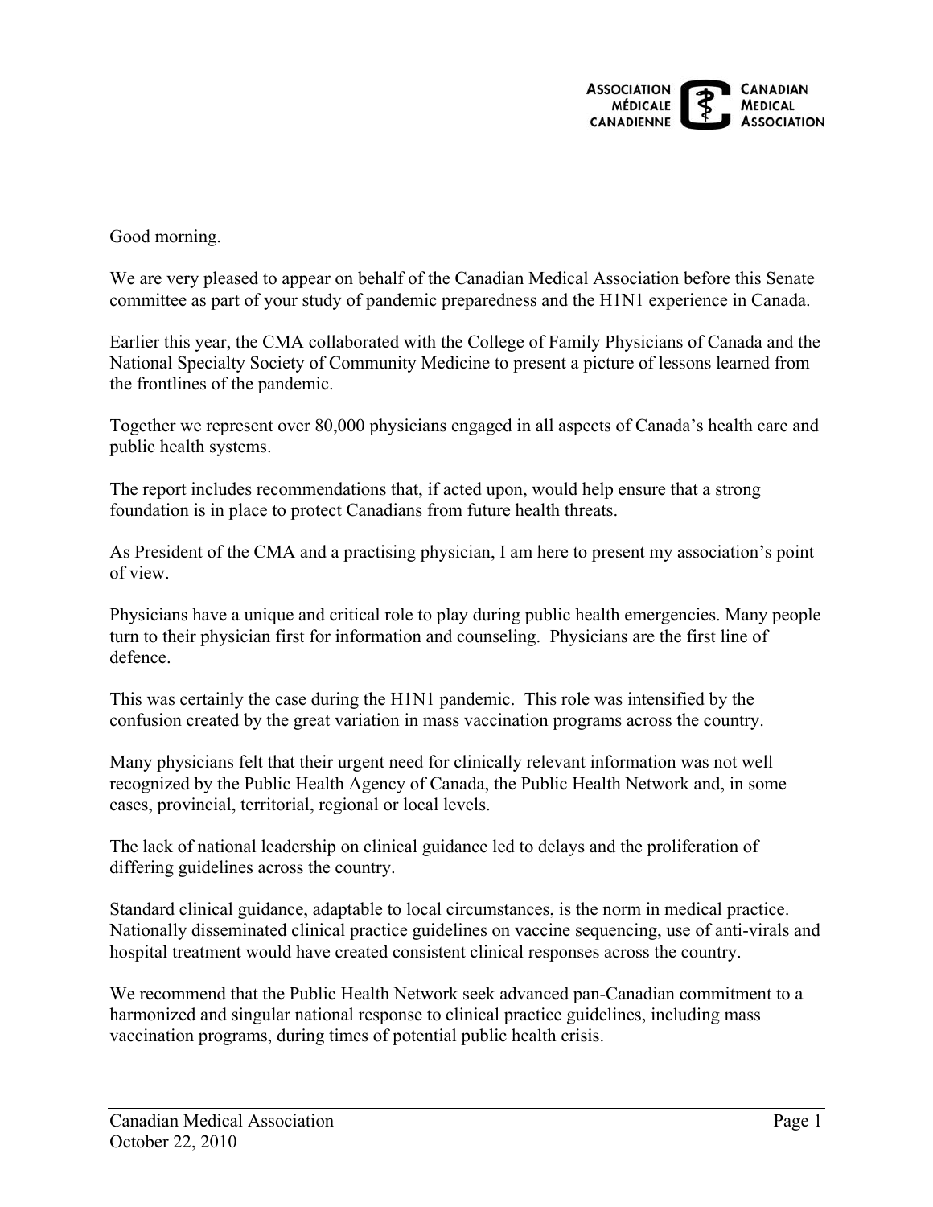Good morning.

We are very pleased to appear on behalf of the Canadian Medical Association before this Senate committee as part of your study of pandemic preparedness and the H1N1 experience in Canada.

Earlier this year, the CMA collaborated with the College of Family Physicians of Canada and the National Specialty Society of Community Medicine to present a picture of lessons learned from the frontlines of the pandemic.

Together we represent over 80,000 physicians engaged in all aspects of Canada's health care and public health systems.

The report includes recommendations that, if acted upon, would help ensure that a strong foundation is in place to protect Canadians from future health threats.

As President of the CMA and a practising physician, I am here to present my association's point of view.

Physicians have a unique and critical role to play during public health emergencies. Many people turn to their physician first for information and counseling. Physicians are the first line of defence.

This was certainly the case during the H1N1 pandemic. This role was intensified by the confusion created by the great variation in mass vaccination programs across the country.

Many physicians felt that their urgent need for clinically relevant information was not well recognized by the Public Health Agency of Canada, the Public Health Network and, in some cases, provincial, territorial, regional or local levels.

The lack of national leadership on clinical guidance led to delays and the proliferation of differing guidelines across the country.

Standard clinical guidance, adaptable to local circumstances, is the norm in medical practice. Nationally disseminated clinical practice guidelines on vaccine sequencing, use of anti-virals and hospital treatment would have created consistent clinical responses across the country.

We recommend that the Public Health Network seek advanced pan-Canadian commitment to a harmonized and singular national response to clinical practice guidelines, including mass vaccination programs, during times of potential public health crisis.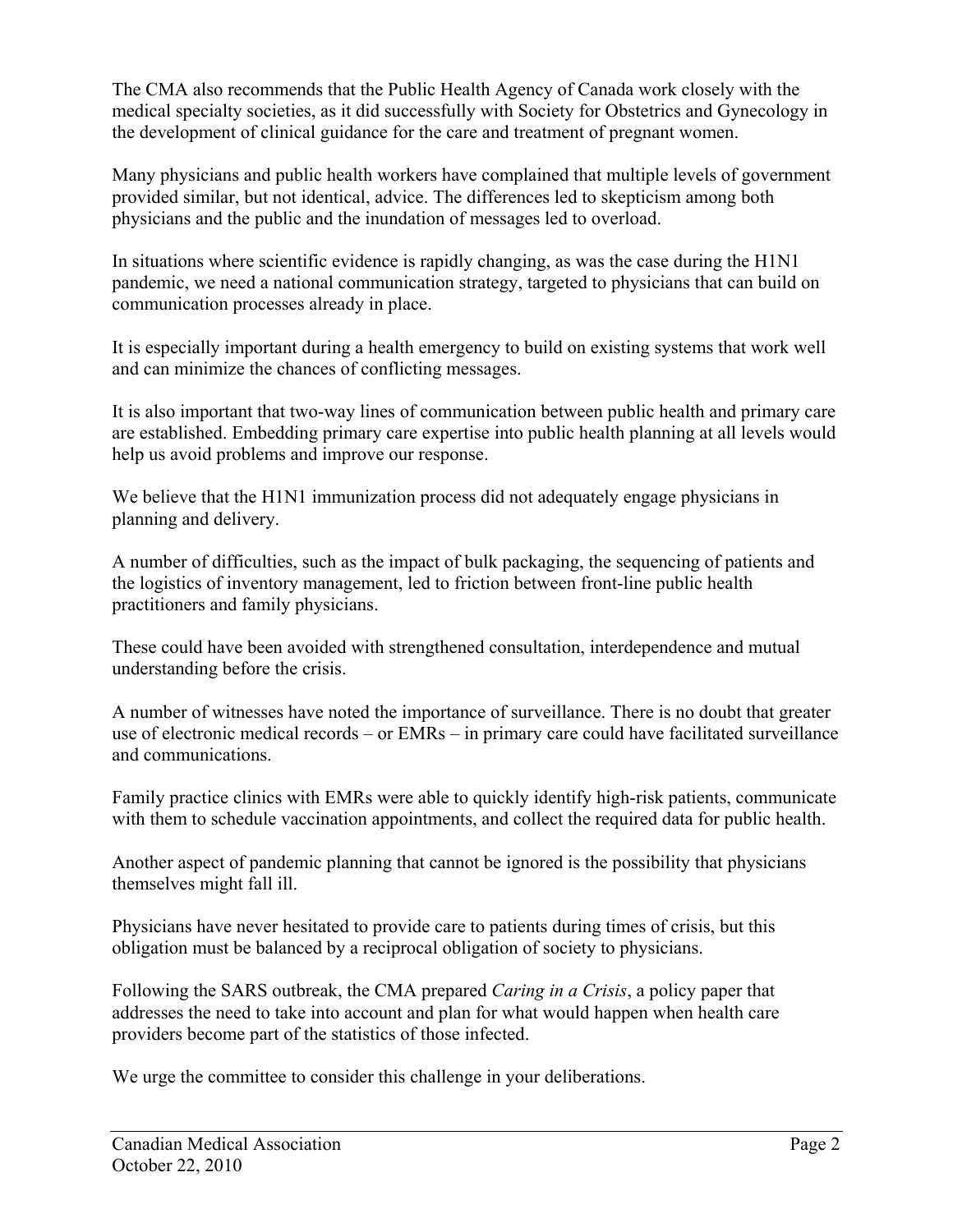The CMA also recommends that the Public Health Agency of Canada work closely with the medical specialty societies, as it did successfully with Society for Obstetrics and Gynecology in the development of clinical guidance for the care and treatment of pregnant women.

Many physicians and public health workers have complained that multiple levels of government provided similar, but not identical, advice. The differences led to skepticism among both physicians and the public and the inundation of messages led to overload.

In situations where scientific evidence is rapidly changing, as was the case during the H1N1 pandemic, we need a national communication strategy, targeted to physicians that can build on communication processes already in place.

It is especially important during a health emergency to build on existing systems that work well and can minimize the chances of conflicting messages.

It is also important that two-way lines of communication between public health and primary care are established. Embedding primary care expertise into public health planning at all levels would help us avoid problems and improve our response.

We believe that the H1N1 immunization process did not adequately engage physicians in planning and delivery.

A number of difficulties, such as the impact of bulk packaging, the sequencing of patients and the logistics of inventory management, led to friction between front-line public health practitioners and family physicians.

These could have been avoided with strengthened consultation, interdependence and mutual understanding before the crisis.

A number of witnesses have noted the importance of surveillance. There is no doubt that greater use of electronic medical records – or EMRs – in primary care could have facilitated surveillance and communications.

Family practice clinics with EMRs were able to quickly identify high-risk patients, communicate with them to schedule vaccination appointments, and collect the required data for public health.

Another aspect of pandemic planning that cannot be ignored is the possibility that physicians themselves might fall ill.

Physicians have never hesitated to provide care to patients during times of crisis, but this obligation must be balanced by a reciprocal obligation of society to physicians.

Following the SARS outbreak, the CMA prepared *Caring in a Crisis*, a policy paper that addresses the need to take into account and plan for what would happen when health care providers become part of the statistics of those infected.

We urge the committee to consider this challenge in your deliberations.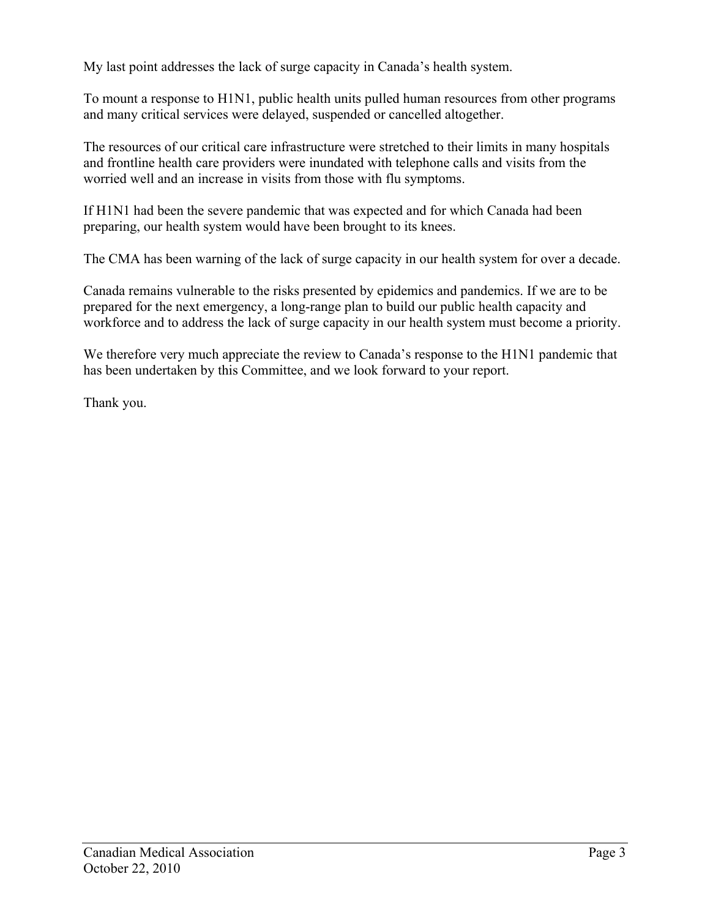My last point addresses the lack of surge capacity in Canada's health system.

To mount a response to H1N1, public health units pulled human resources from other programs and many critical services were delayed, suspended or cancelled altogether.

The resources of our critical care infrastructure were stretched to their limits in many hospitals and frontline health care providers were inundated with telephone calls and visits from the worried well and an increase in visits from those with flu symptoms.

If H1N1 had been the severe pandemic that was expected and for which Canada had been preparing, our health system would have been brought to its knees.

The CMA has been warning of the lack of surge capacity in our health system for over a decade.

Canada remains vulnerable to the risks presented by epidemics and pandemics. If we are to be prepared for the next emergency, a long-range plan to build our public health capacity and workforce and to address the lack of surge capacity in our health system must become a priority.

We therefore very much appreciate the review to Canada's response to the H1N1 pandemic that has been undertaken by this Committee, and we look forward to your report.

Thank you.